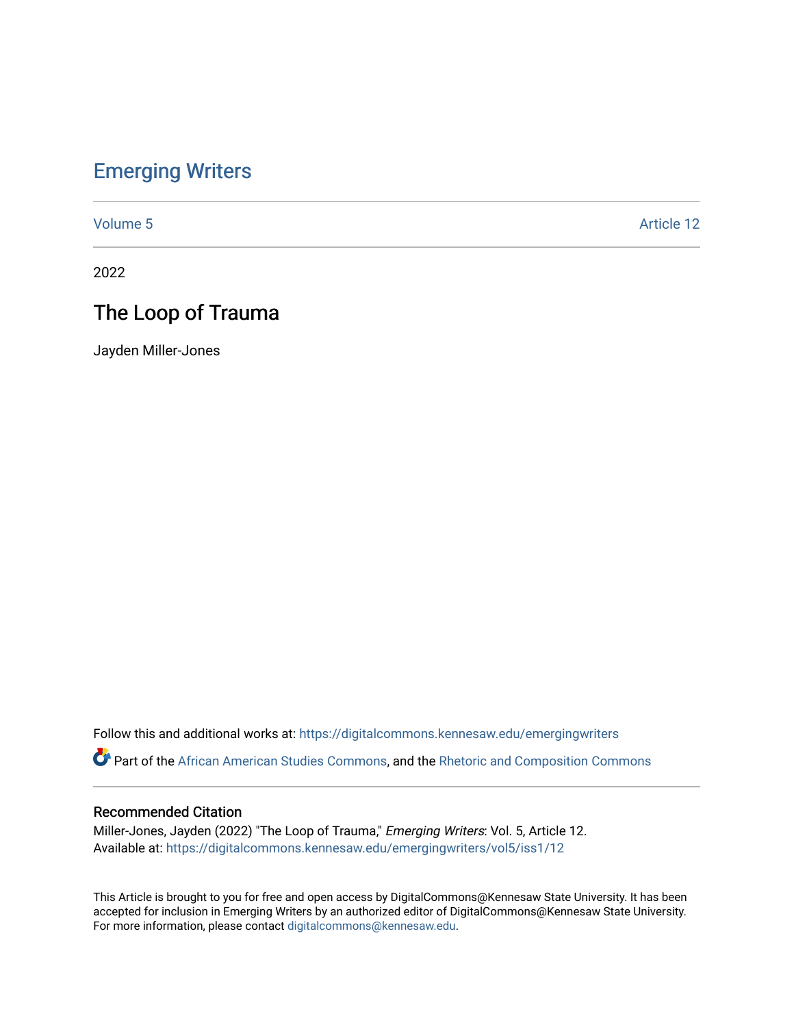# Emerging Writers

Volume 5 | Article 12

2022

## The Loop of Trauma

Jayden Miller-Jones

Follow this and additional works at: https://digitalcommons.kennesaw.edu/emergingwriters

Part of the African American Studies Commons, and the Rhetoric and Composition Commons

### Recommended Citation

Miller-Jones, Jayden (2022) "The Loop of Trauma," *Emerging Writers*: Vol. 5, Article 12.
Available at: https://digitalcommons.kennesaw.edu/emergingwriters/vol5/iss1/12

This Article is brought to you for free and open access by DigitalCommons@Kennesaw State University. It has been accepted for inclusion in Emerging Writers by an authorized editor of DigitalCommons@Kennesaw State University. For more information, please contact digitalcommons@kennesaw.edu.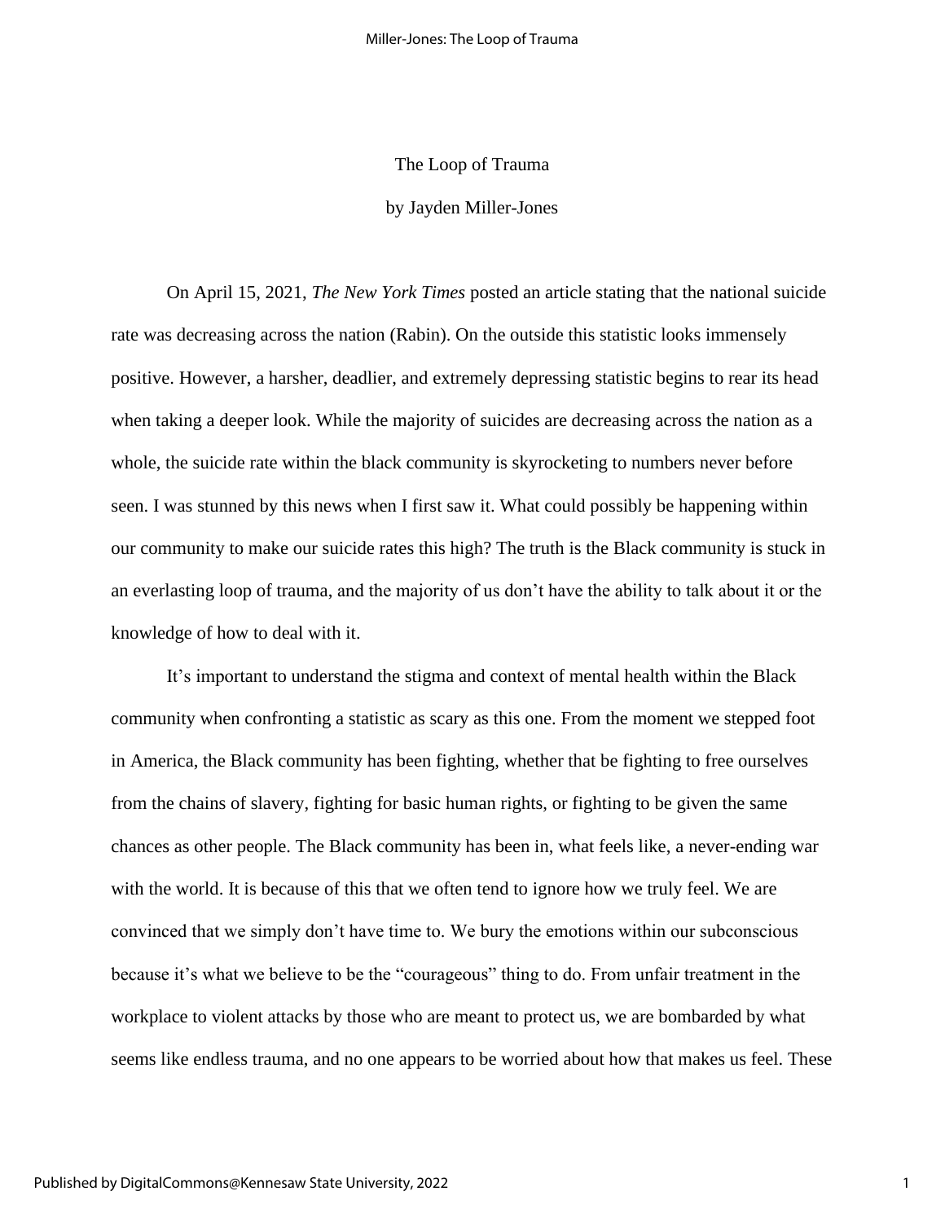The Loop of Trauma

by Jayden Miller-Jones

On April 15, 2021, *The New York Times* posted an article stating that the national suicide rate was decreasing across the nation (Rabin). On the outside this statistic looks immensely positive. However, a harsher, deadlier, and extremely depressing statistic begins to rear its head when taking a deeper look. While the majority of suicides are decreasing across the nation as a whole, the suicide rate within the black community is skyrocketing to numbers never before seen. I was stunned by this news when I first saw it. What could possibly be happening within our community to make our suicide rates this high? The truth is the Black community is stuck in an everlasting loop of trauma, and the majority of us don't have the ability to talk about it or the knowledge of how to deal with it.

It's important to understand the stigma and context of mental health within the Black community when confronting a statistic as scary as this one. From the moment we stepped foot in America, the Black community has been fighting, whether that be fighting to free ourselves from the chains of slavery, fighting for basic human rights, or fighting to be given the same chances as other people. The Black community has been in, what feels like, a never-ending war with the world. It is because of this that we often tend to ignore how we truly feel. We are convinced that we simply don't have time to. We bury the emotions within our subconscious because it's what we believe to be the "courageous" thing to do. From unfair treatment in the workplace to violent attacks by those who are meant to protect us, we are bombarded by what seems like endless trauma, and no one appears to be worried about how that makes us feel. These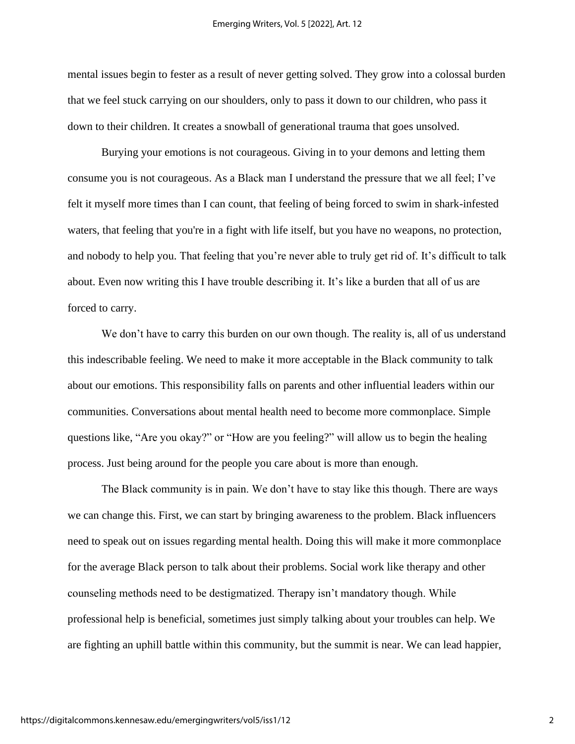mental issues begin to fester as a result of never getting solved. They grow into a colossal burden that we feel stuck carrying on our shoulders, only to pass it down to our children, who pass it down to their children. It creates a snowball of generational trauma that goes unsolved.

Burying your emotions is not courageous. Giving in to your demons and letting them consume you is not courageous. As a Black man I understand the pressure that we all feel; I've felt it myself more times than I can count, that feeling of being forced to swim in shark-infested waters, that feeling that you're in a fight with life itself, but you have no weapons, no protection, and nobody to help you. That feeling that you're never able to truly get rid of. It's difficult to talk about. Even now writing this I have trouble describing it. It's like a burden that all of us are forced to carry.

We don't have to carry this burden on our own though. The reality is, all of us understand this indescribable feeling. We need to make it more acceptable in the Black community to talk about our emotions. This responsibility falls on parents and other influential leaders within our communities. Conversations about mental health need to become more commonplace. Simple questions like, "Are you okay?" or "How are you feeling?" will allow us to begin the healing process. Just being around for the people you care about is more than enough.

The Black community is in pain. We don't have to stay like this though. There are ways we can change this. First, we can start by bringing awareness to the problem. Black influencers need to speak out on issues regarding mental health. Doing this will make it more commonplace for the average Black person to talk about their problems. Social work like therapy and other counseling methods need to be destigmatized. Therapy isn't mandatory though. While professional help is beneficial, sometimes just simply talking about your troubles can help. We are fighting an uphill battle within this community, but the summit is near. We can lead happier,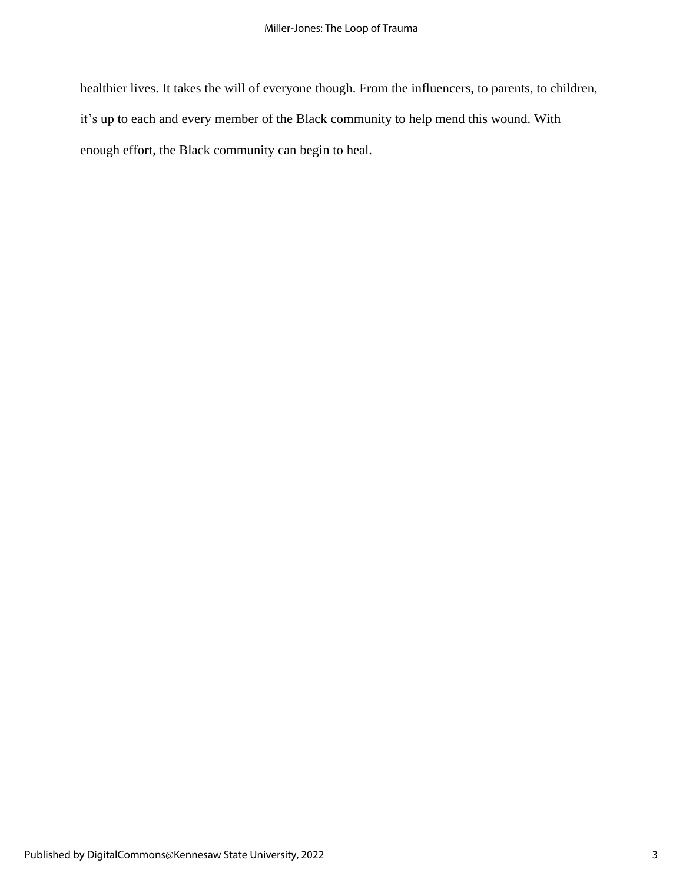healthier lives. It takes the will of everyone though. From the influencers, to parents, to children, it's up to each and every member of the Black community to help mend this wound. With enough effort, the Black community can begin to heal.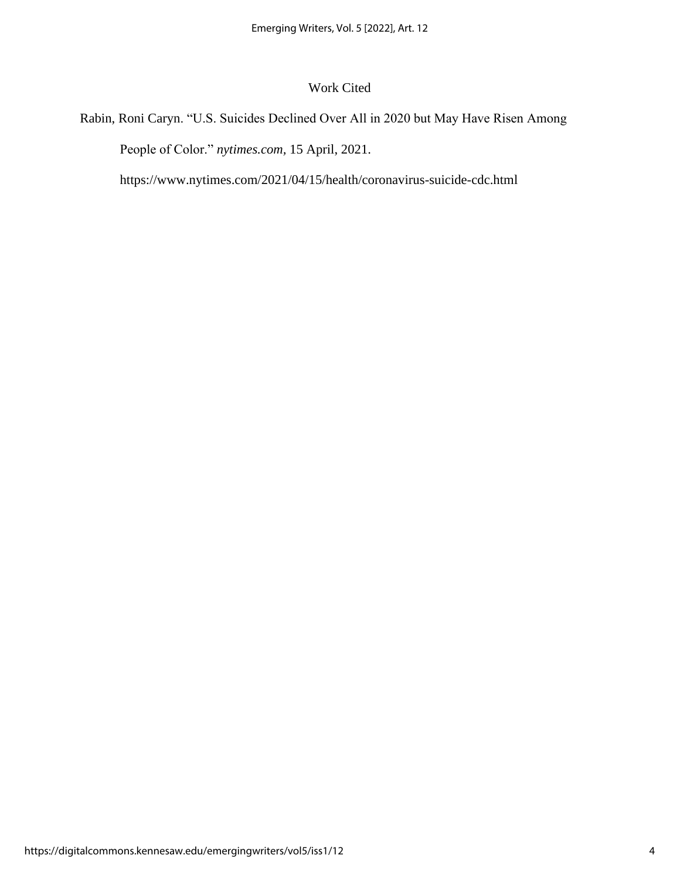# Work Cited

Rabin, Roni Caryn. "U.S. Suicides Declined Over All in 2020 but May Have Risen Among People of Color." *nytimes.com*, 15 April, 2021. https://www.nytimes.com/2021/04/15/health/coronavirus-suicide-cdc.html